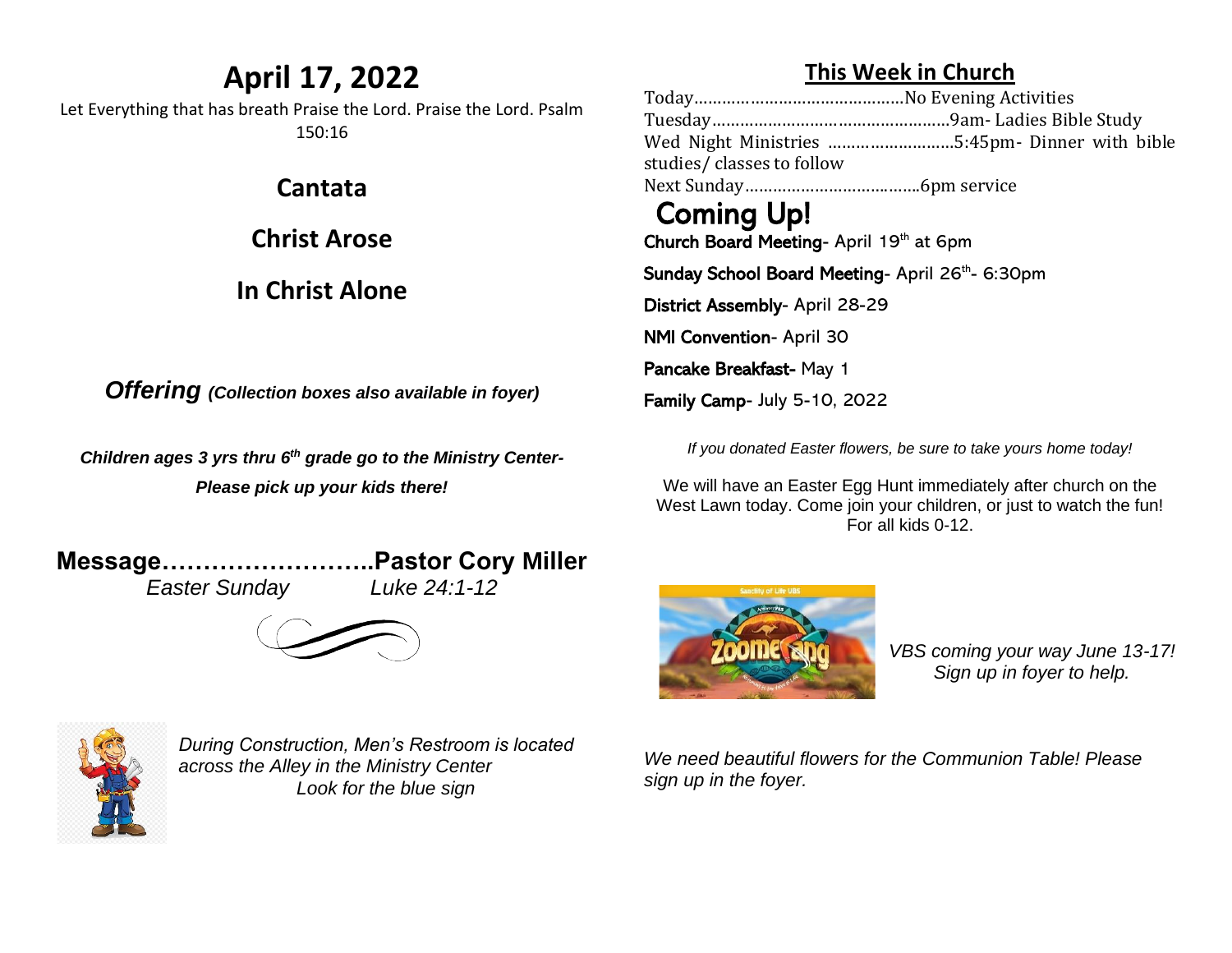# April 17, 2022

Let Everything that has breath Praise the Lord. Praise the Lord. Psalm 150:16

## Cantata

## Christ Arose

## In Christ Alone

***Offering*** ***(Collection boxes also available in foyer)***

***Children ages 3 yrs thru 6th grade go to the Ministry Center- Please pick up your kids there!***

**Message……………………..Pastor Cory Miller**

*Easter Sunday* *Luke 24:1-12*

*During Construction, Men's Restroom is located across the Alley in the Ministry Center*
*Look for the blue sign*

## This Week in Church

Today………………………………………No Evening Activities
Tuesday……………………………………………9am- Ladies Bible Study
Wed Night Ministries ………………………5:45pm- Dinner with bible studies/ classes to follow
Next Sunday………………………………..6pm service

## Coming Up!

**Church Board Meeting**- April 19th at 6pm

**Sunday School Board Meeting**- April 26th- 6:30pm

**District Assembly**- April 28-29

**NMI Convention**- April 30

**Pancake Breakfast-** May 1

**Family Camp**- July 5-10, 2022

*If you donated Easter flowers, be sure to take yours home today!*

We will have an Easter Egg Hunt immediately after church on the West Lawn today. Come join your children, or just to watch the fun! For all kids 0-12.

*VBS coming your way June 13-17! Sign up in foyer to help.*

*We need beautiful flowers for the Communion Table! Please sign up in the foyer.*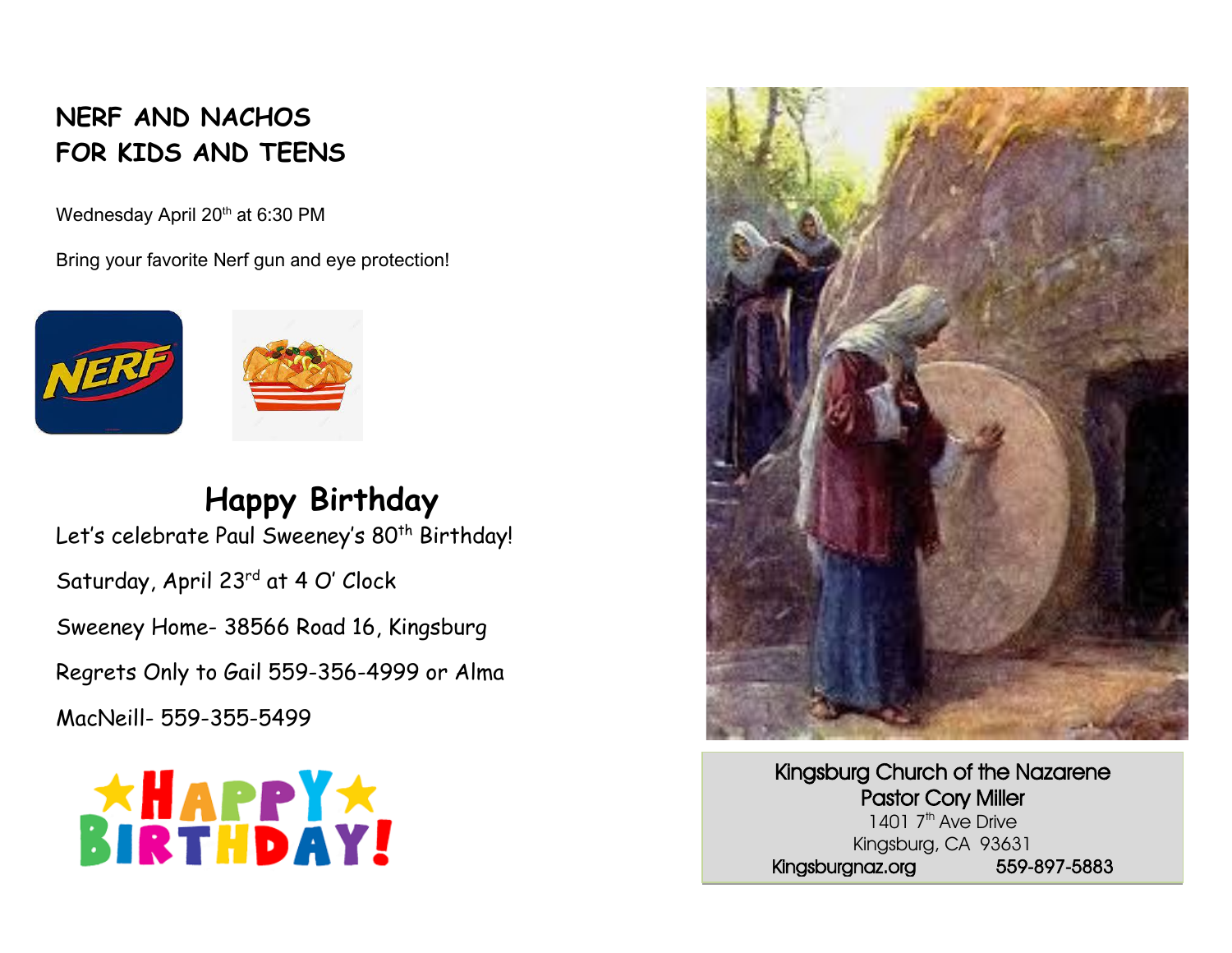## NERF AND NACHOS
## FOR KIDS AND TEENS

Wednesday April 20th at 6:30 PM

Bring your favorite Nerf gun and eye protection!

## Happy Birthday

Let's celebrate Paul Sweeney's 80th Birthday!

Saturday, April 23rd at 4 O' Clock

Sweeney Home- 38566 Road 16, Kingsburg

Regrets Only to Gail 559-356-4999 or Alma MacNeill- 559-355-5499

**Kingsburg Church of the Nazarene**
**Pastor Cory Miller**
1401 7th Ave Drive
Kingsburg, CA 93631
Kingsburgnaz.org 559-897-5883